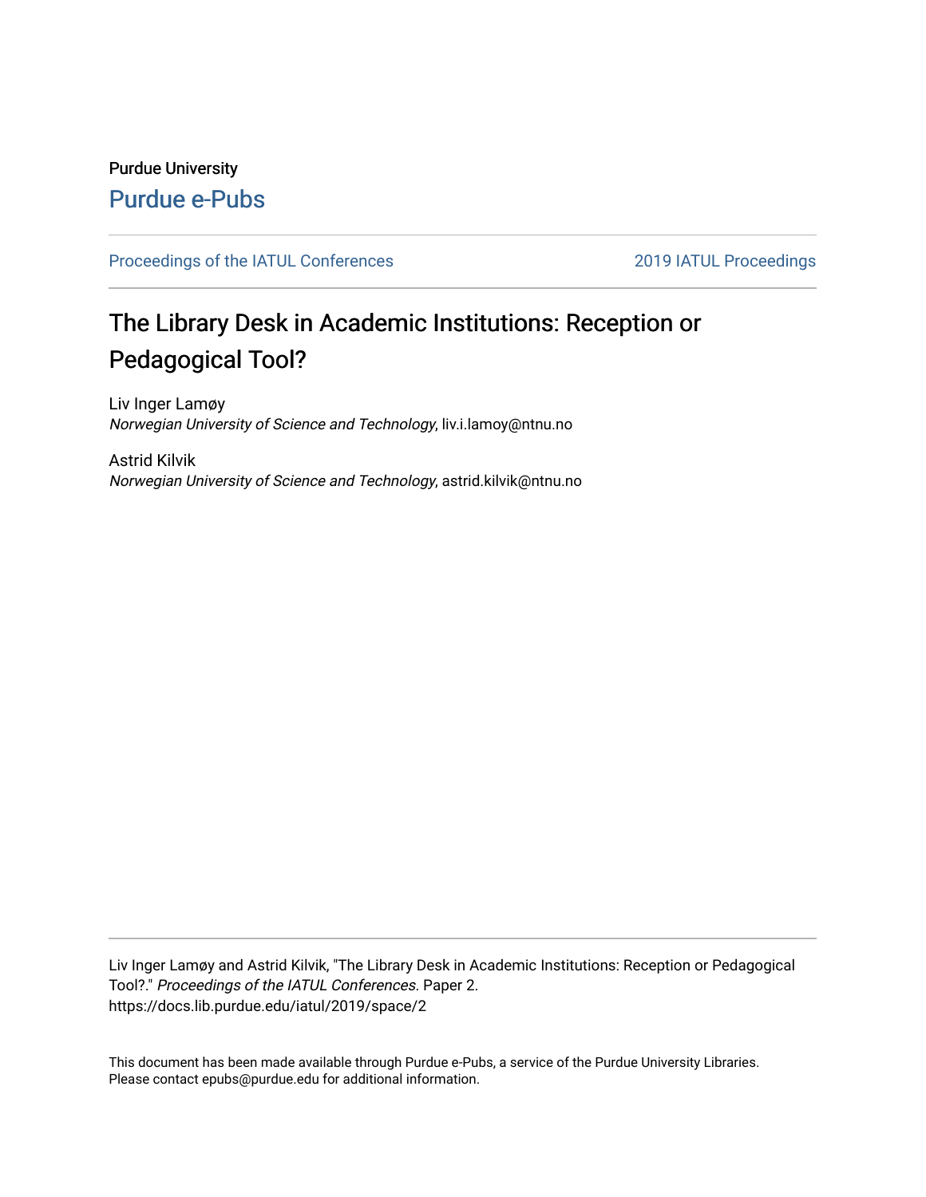Purdue University

Purdue e-Pubs

Proceedings of the IATUL Conferences

2019 IATUL Proceedings

# The Library Desk in Academic Institutions: Reception or Pedagogical Tool?

Liv Inger Lamøy
*Norwegian University of Science and Technology*, liv.i.lamoy@ntnu.no

Astrid Kilvik
*Norwegian University of Science and Technology*, astrid.kilvik@ntnu.no

Liv Inger Lamøy and Astrid Kilvik, "The Library Desk in Academic Institutions: Reception or Pedagogical Tool?." *Proceedings of the IATUL Conferences.* Paper 2.
https://docs.lib.purdue.edu/iatul/2019/space/2

This document has been made available through Purdue e-Pubs, a service of the Purdue University Libraries. Please contact epubs@purdue.edu for additional information.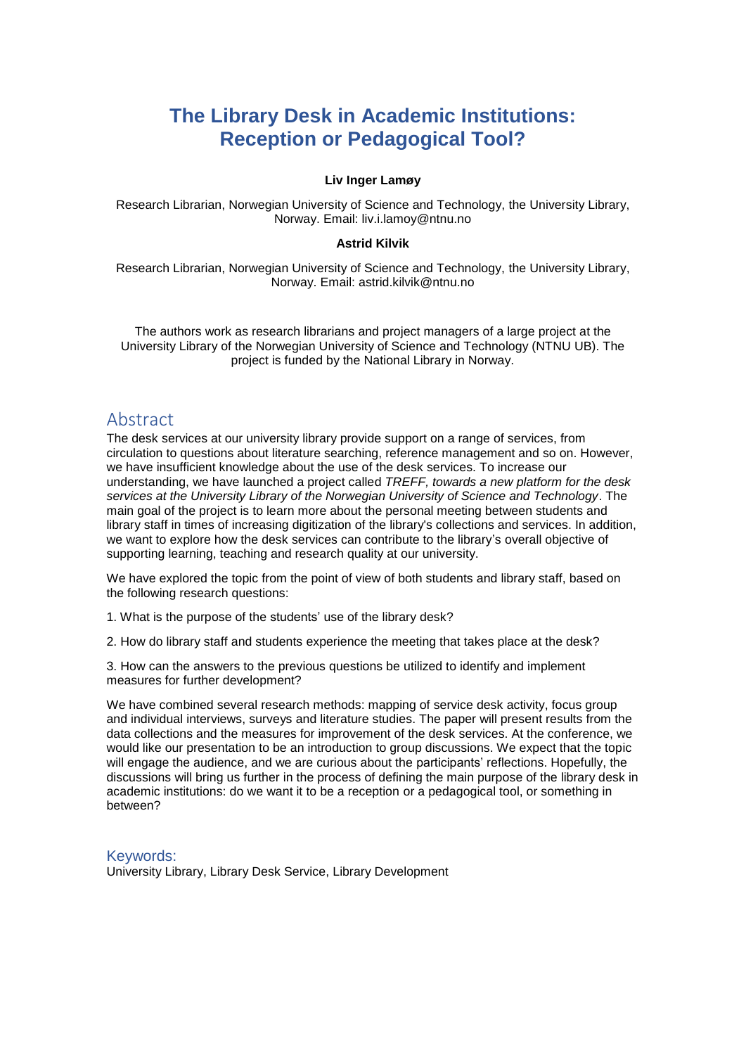# The Library Desk in Academic Institutions: Reception or Pedagogical Tool?

**Liv Inger Lamøy**

Research Librarian, Norwegian University of Science and Technology, the University Library, Norway. Email: liv.i.lamoy@ntnu.no

**Astrid Kilvik**

Research Librarian, Norwegian University of Science and Technology, the University Library, Norway. Email: astrid.kilvik@ntnu.no

The authors work as research librarians and project managers of a large project at the University Library of the Norwegian University of Science and Technology (NTNU UB). The project is funded by the National Library in Norway.

## Abstract

The desk services at our university library provide support on a range of services, from circulation to questions about literature searching, reference management and so on. However, we have insufficient knowledge about the use of the desk services. To increase our understanding, we have launched a project called *TREFF, towards a new platform for the desk services at the University Library of the Norwegian University of Science and Technology*. The main goal of the project is to learn more about the personal meeting between students and library staff in times of increasing digitization of the library's collections and services. In addition, we want to explore how the desk services can contribute to the library's overall objective of supporting learning, teaching and research quality at our university.

We have explored the topic from the point of view of both students and library staff, based on the following research questions:

1. What is the purpose of the students' use of the library desk?

2. How do library staff and students experience the meeting that takes place at the desk?

3. How can the answers to the previous questions be utilized to identify and implement measures for further development?

We have combined several research methods: mapping of service desk activity, focus group and individual interviews, surveys and literature studies. The paper will present results from the data collections and the measures for improvement of the desk services. At the conference, we would like our presentation to be an introduction to group discussions. We expect that the topic will engage the audience, and we are curious about the participants' reflections. Hopefully, the discussions will bring us further in the process of defining the main purpose of the library desk in academic institutions: do we want it to be a reception or a pedagogical tool, or something in between?

### Keywords:

University Library, Library Desk Service, Library Development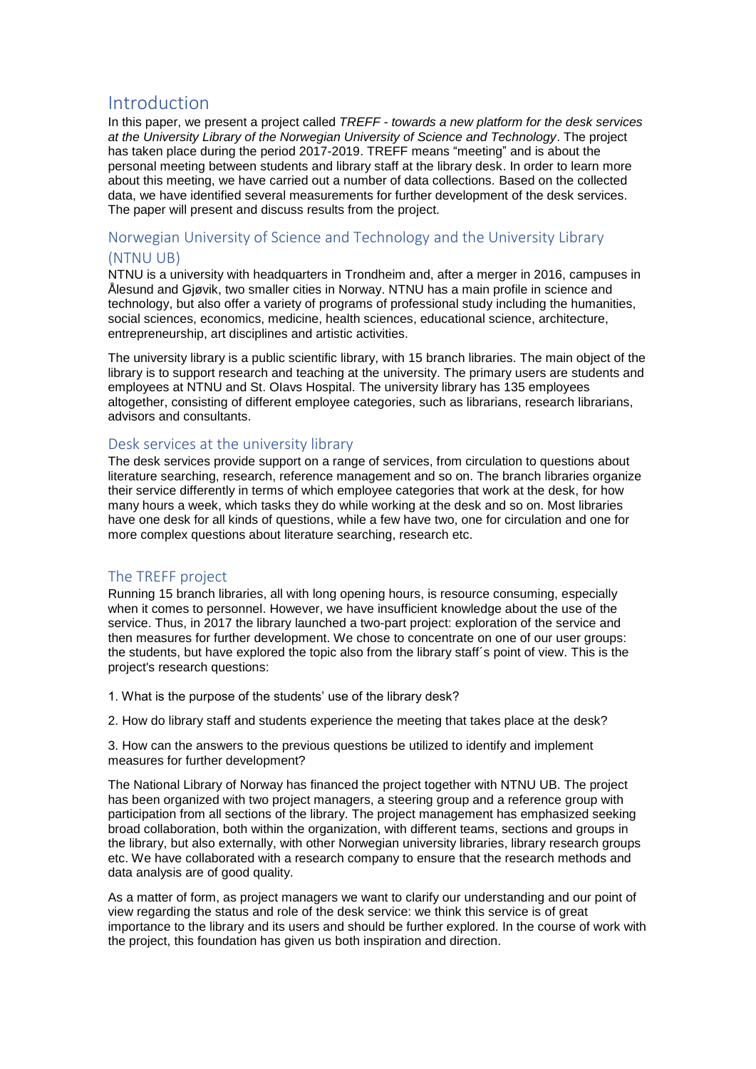# Introduction

In this paper, we present a project called *TREFF - towards a new platform for the desk services at the University Library of the Norwegian University of Science and Technology*. The project has taken place during the period 2017-2019. TREFF means "meeting" and is about the personal meeting between students and library staff at the library desk. In order to learn more about this meeting, we have carried out a number of data collections. Based on the collected data, we have identified several measurements for further development of the desk services. The paper will present and discuss results from the project.

## Norwegian University of Science and Technology and the University Library (NTNU UB)

NTNU is a university with headquarters in Trondheim and, after a merger in 2016, campuses in Ålesund and Gjøvik, two smaller cities in Norway. NTNU has a main profile in science and technology, but also offer a variety of programs of professional study including the humanities, social sciences, economics, medicine, health sciences, educational science, architecture, entrepreneurship, art disciplines and artistic activities.

The university library is a public scientific library, with 15 branch libraries. The main object of the library is to support research and teaching at the university. The primary users are students and employees at NTNU and St. Olavs Hospital. The university library has 135 employees altogether, consisting of different employee categories, such as librarians, research librarians, advisors and consultants.

## Desk services at the university library

The desk services provide support on a range of services, from circulation to questions about literature searching, research, reference management and so on. The branch libraries organize their service differently in terms of which employee categories that work at the desk, for how many hours a week, which tasks they do while working at the desk and so on. Most libraries have one desk for all kinds of questions, while a few have two, one for circulation and one for more complex questions about literature searching, research etc.

## The TREFF project

Running 15 branch libraries, all with long opening hours, is resource consuming, especially when it comes to personnel. However, we have insufficient knowledge about the use of the service. Thus, in 2017 the library launched a two-part project: exploration of the service and then measures for further development. We chose to concentrate on one of our user groups: the students, but have explored the topic also from the library staff´s point of view. This is the project's research questions:

1. What is the purpose of the students' use of the library desk?

2. How do library staff and students experience the meeting that takes place at the desk?

3. How can the answers to the previous questions be utilized to identify and implement measures for further development?

The National Library of Norway has financed the project together with NTNU UB. The project has been organized with two project managers, a steering group and a reference group with participation from all sections of the library. The project management has emphasized seeking broad collaboration, both within the organization, with different teams, sections and groups in the library, but also externally, with other Norwegian university libraries, library research groups etc. We have collaborated with a research company to ensure that the research methods and data analysis are of good quality.

As a matter of form, as project managers we want to clarify our understanding and our point of view regarding the status and role of the desk service: we think this service is of great importance to the library and its users and should be further explored. In the course of work with the project, this foundation has given us both inspiration and direction.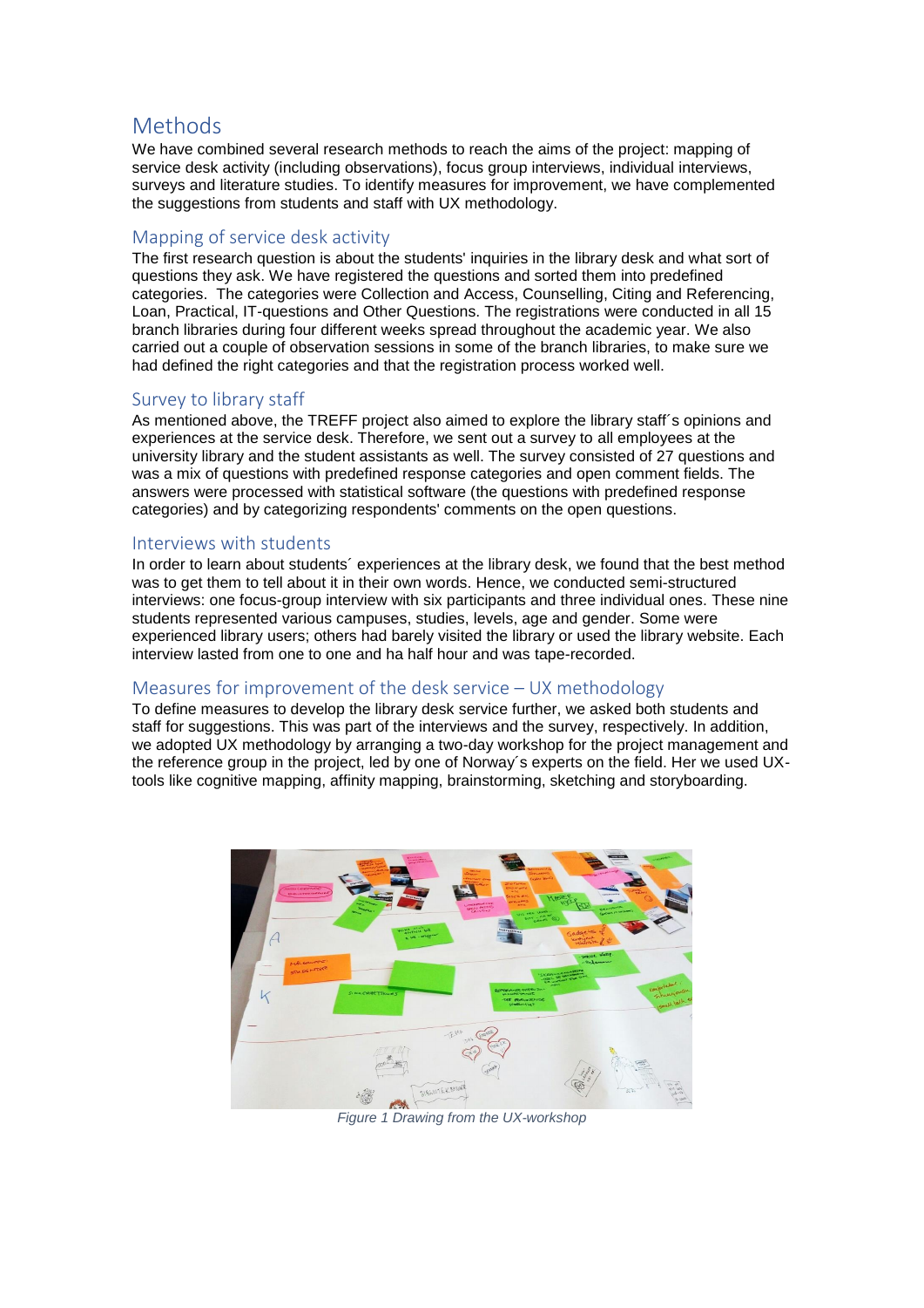# Methods

We have combined several research methods to reach the aims of the project: mapping of service desk activity (including observations), focus group interviews, individual interviews, surveys and literature studies. To identify measures for improvement, we have complemented the suggestions from students and staff with UX methodology.

## Mapping of service desk activity

The first research question is about the students' inquiries in the library desk and what sort of questions they ask. We have registered the questions and sorted them into predefined categories. The categories were Collection and Access, Counselling, Citing and Referencing, Loan, Practical, IT-questions and Other Questions. The registrations were conducted in all 15 branch libraries during four different weeks spread throughout the academic year. We also carried out a couple of observation sessions in some of the branch libraries, to make sure we had defined the right categories and that the registration process worked well.

## Survey to library staff

As mentioned above, the TREFF project also aimed to explore the library staff´s opinions and experiences at the service desk. Therefore, we sent out a survey to all employees at the university library and the student assistants as well. The survey consisted of 27 questions and was a mix of questions with predefined response categories and open comment fields. The answers were processed with statistical software (the questions with predefined response categories) and by categorizing respondents' comments on the open questions.

## Interviews with students

In order to learn about students´ experiences at the library desk, we found that the best method was to get them to tell about it in their own words. Hence, we conducted semi-structured interviews: one focus-group interview with six participants and three individual ones. These nine students represented various campuses, studies, levels, age and gender. Some were experienced library users; others had barely visited the library or used the library website. Each interview lasted from one to one and ha half hour and was tape-recorded.

## Measures for improvement of the desk service – UX methodology

To define measures to develop the library desk service further, we asked both students and staff for suggestions. This was part of the interviews and the survey, respectively. In addition, we adopted UX methodology by arranging a two-day workshop for the project management and the reference group in the project, led by one of Norway´s experts on the field. Her we used UX-tools like cognitive mapping, affinity mapping, brainstorming, sketching and storyboarding.

*Figure 1 Drawing from the UX-workshop*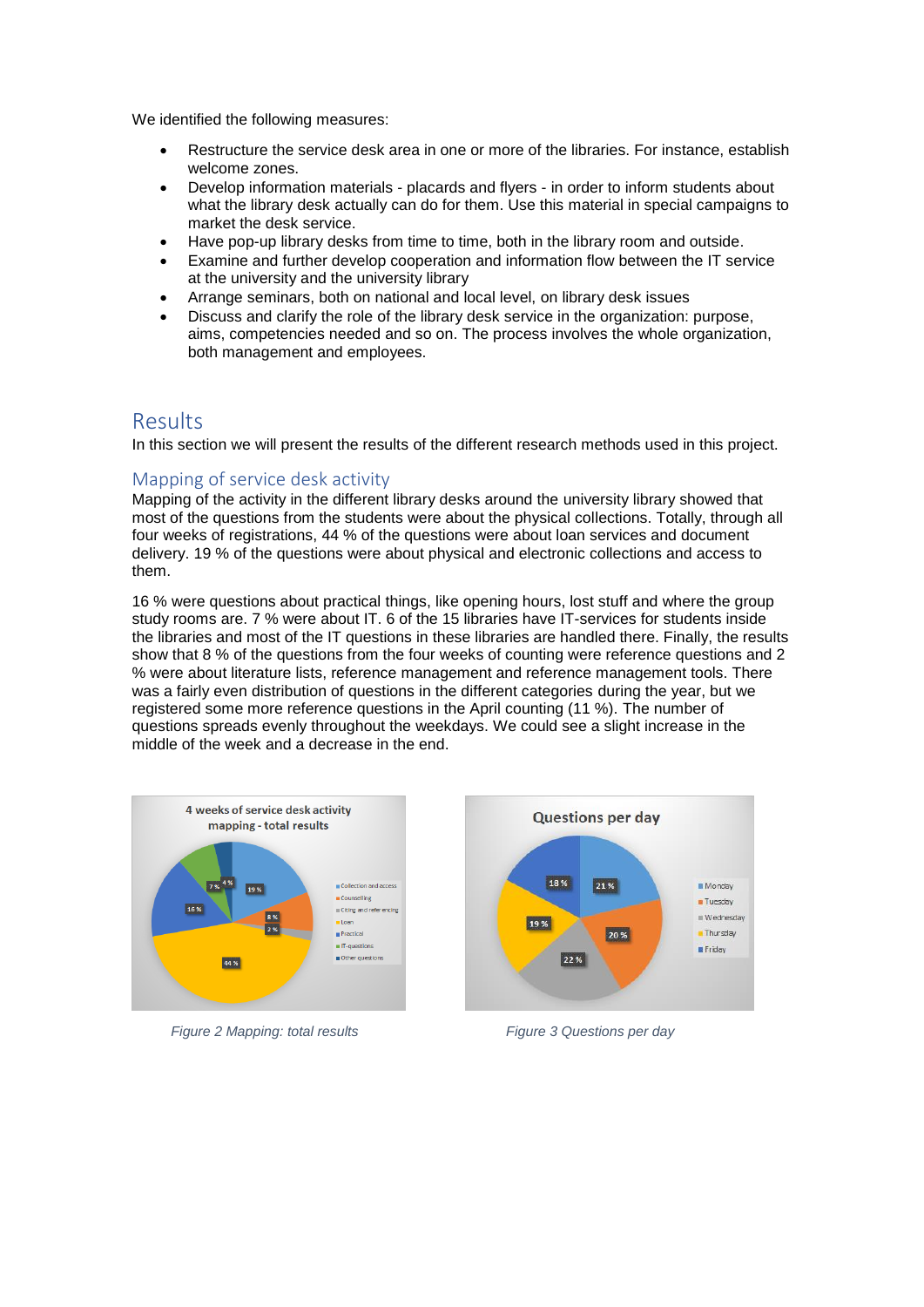We identified the following measures:

- Restructure the service desk area in one or more of the libraries. For instance, establish welcome zones.
- Develop information materials - placards and flyers - in order to inform students about what the library desk actually can do for them. Use this material in special campaigns to market the desk service.
- Have pop-up library desks from time to time, both in the library room and outside.
- Examine and further develop cooperation and information flow between the IT service at the university and the university library
- Arrange seminars, both on national and local level, on library desk issues
- Discuss and clarify the role of the library desk service in the organization: purpose, aims, competencies needed and so on. The process involves the whole organization, both management and employees.

# Results

In this section we will present the results of the different research methods used in this project.

## Mapping of service desk activity

Mapping of the activity in the different library desks around the university library showed that most of the questions from the students were about the physical collections. Totally, through all four weeks of registrations, 44 % of the questions were about loan services and document delivery. 19 % of the questions were about physical and electronic collections and access to them.

16 % were questions about practical things, like opening hours, lost stuff and where the group study rooms are. 7 % were about IT. 6 of the 15 libraries have IT-services for students inside the libraries and most of the IT questions in these libraries are handled there. Finally, the results show that 8 % of the questions from the four weeks of counting were reference questions and 2 % were about literature lists, reference management and reference management tools. There was a fairly even distribution of questions in the different categories during the year, but we registered some more reference questions in the April counting (11 %). The number of questions spreads evenly throughout the weekdays. We could see a slight increase in the middle of the week and a decrease in the end.

*Figure 2 Mapping: total results*

*Figure 3 Questions per day*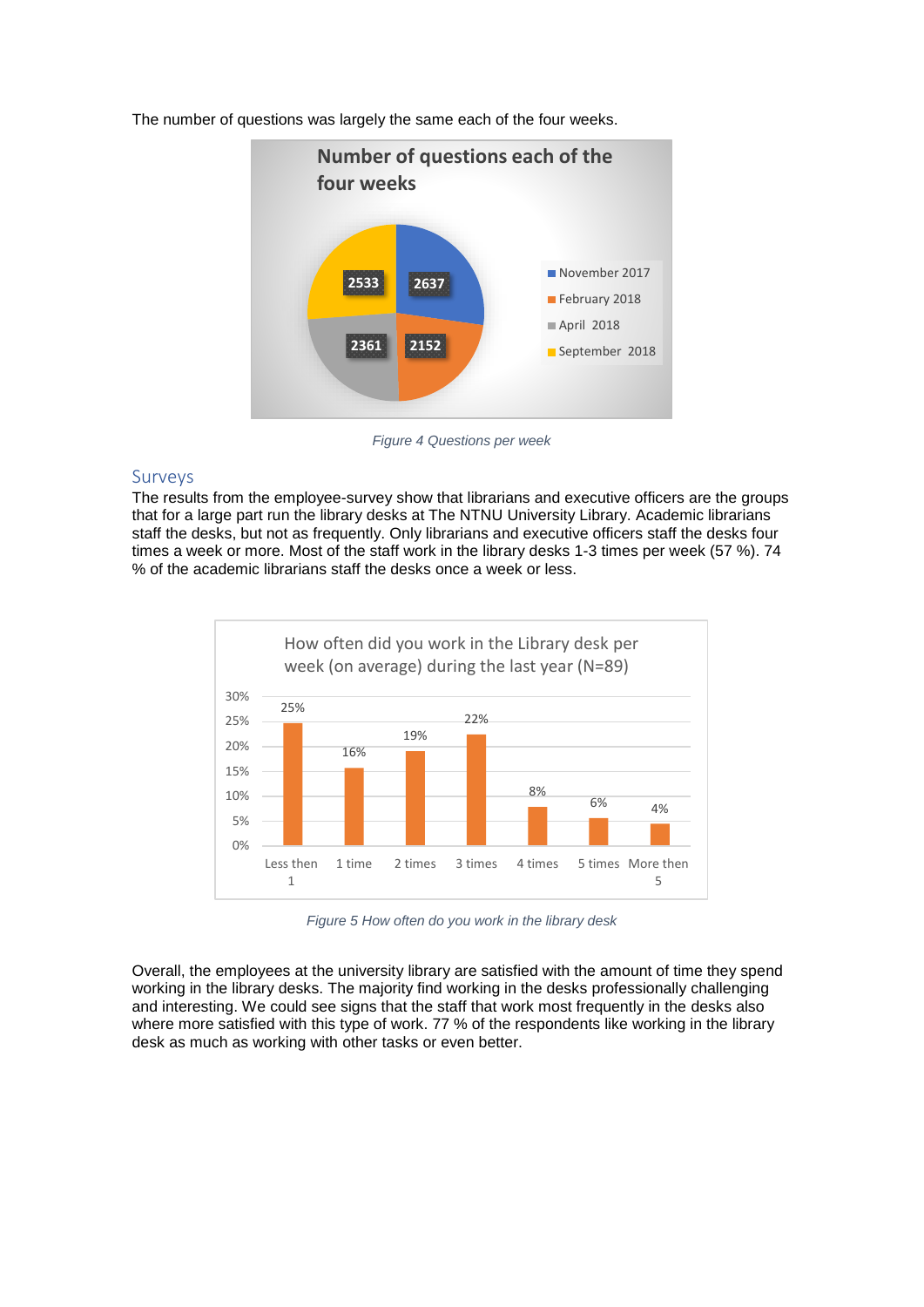The number of questions was largely the same each of the four weeks.

Figure 4 Questions per week

## Surveys

The results from the employee-survey show that librarians and executive officers are the groups that for a large part run the library desks at The NTNU University Library. Academic librarians staff the desks, but not as frequently. Only librarians and executive officers staff the desks four times a week or more. Most of the staff work in the library desks 1-3 times per week (57 %). 74 % of the academic librarians staff the desks once a week or less.

Figure 5 How often do you work in the library desk

Overall, the employees at the university library are satisfied with the amount of time they spend working in the library desks. The majority find working in the desks professionally challenging and interesting. We could see signs that the staff that work most frequently in the desks also where more satisfied with this type of work. 77 % of the respondents like working in the library desk as much as working with other tasks or even better.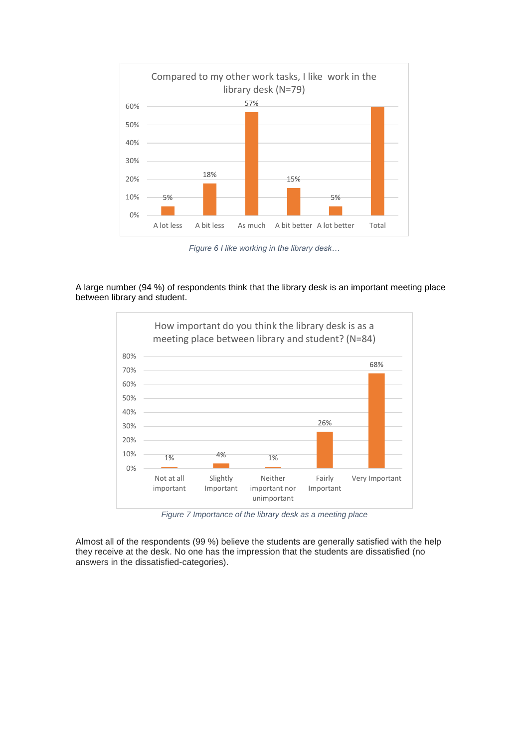**Compared to my other work tasks, I like work in the library desk (N=79)**

| A lot less | A bit less | As much | A bit better | A lot better | Total |
|---|---|---|---|---|---|
| 5% | 18% | 57% | 15% | 5% | |

*Figure 6 I like working in the library desk…*

A large number (94 %) of respondents think that the library desk is an important meeting place between library and student.

**How important do you think the library desk is as a meeting place between library and student? (N=84)**

| Not at all important | Slightly Important | Neither important nor unimportant | Fairly Important | Very Important |
|---|---|---|---|---|
| 1% | 4% | 1% | 26% | 68% |

*Figure 7 Importance of the library desk as a meeting place*

Almost all of the respondents (99 %) believe the students are generally satisfied with the help they receive at the desk. No one has the impression that the students are dissatisfied (no answers in the dissatisfied-categories).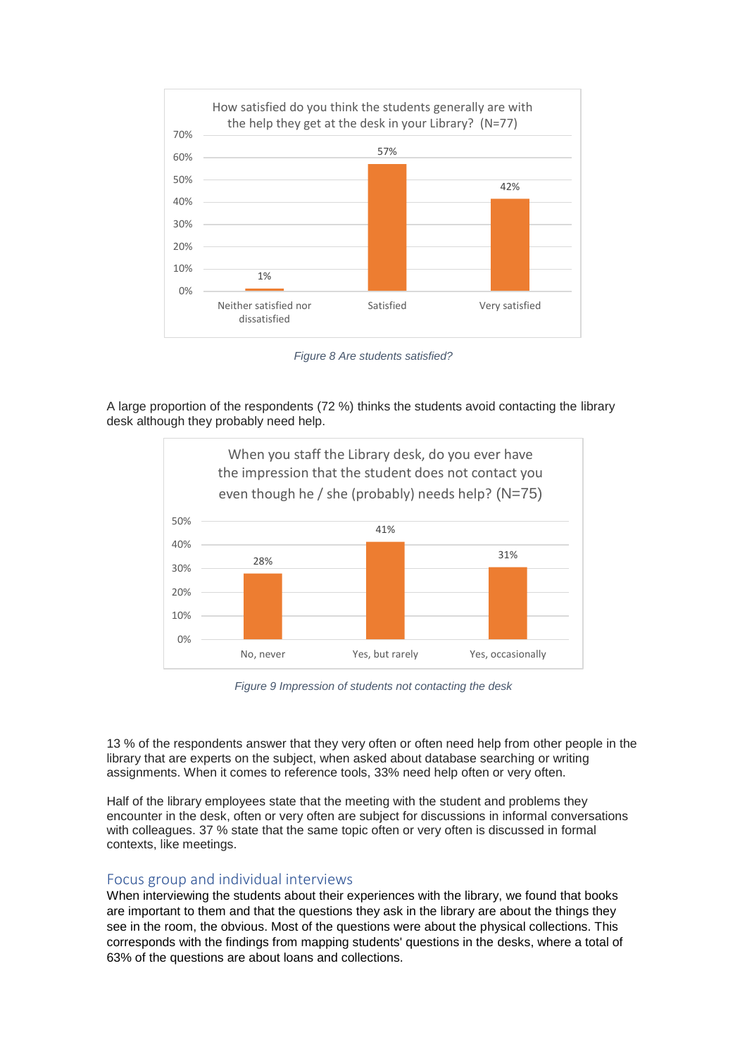How satisfied do you think the students generally are with the help they get at the desk in your Library? (N=77)

| Response | Percentage |
| --- | --- |
| Neither satisfied nor dissatisfied | 1% |
| Satisfied | 57% |
| Very satisfied | 42% |

*Figure 8 Are students satisfied?*

A large proportion of the respondents (72 %) thinks the students avoid contacting the library desk although they probably need help.

When you staff the Library desk, do you ever have the impression that the student does not contact you even though he / she (probably) needs help? (N=75)

| Response | Percentage |
| --- | --- |
| No, never | 28% |
| Yes, but rarely | 41% |
| Yes, occasionally | 31% |

*Figure 9 Impression of students not contacting the desk*

13 % of the respondents answer that they very often or often need help from other people in the library that are experts on the subject, when asked about database searching or writing assignments. When it comes to reference tools, 33% need help often or very often.

Half of the library employees state that the meeting with the student and problems they encounter in the desk, often or very often are subject for discussions in informal conversations with colleagues. 37 % state that the same topic often or very often is discussed in formal contexts, like meetings.

## Focus group and individual interviews

When interviewing the students about their experiences with the library, we found that books are important to them and that the questions they ask in the library are about the things they see in the room, the obvious. Most of the questions were about the physical collections. This corresponds with the findings from mapping students' questions in the desks, where a total of 63% of the questions are about loans and collections.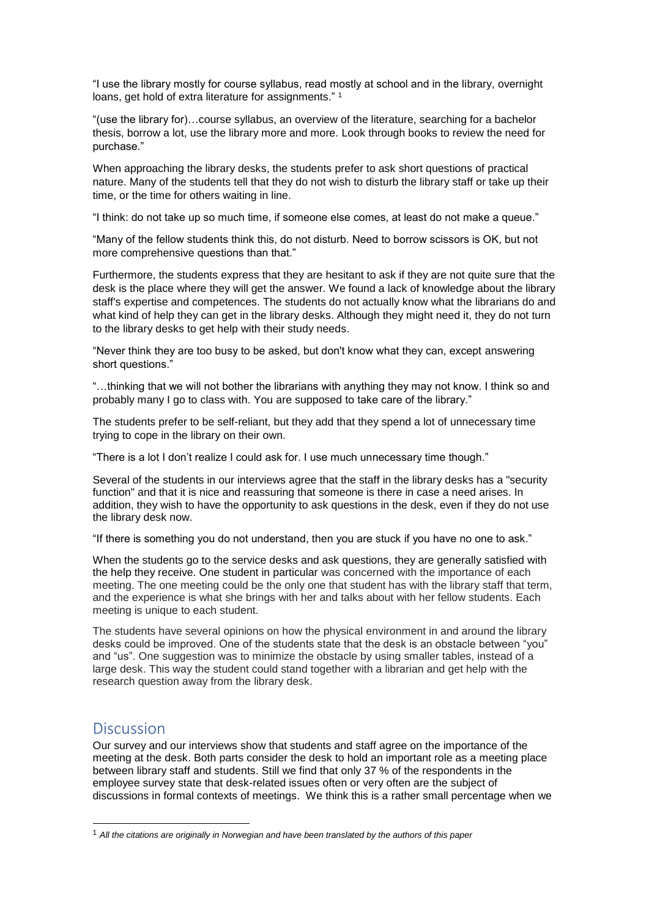"I use the library mostly for course syllabus, read mostly at school and in the library, overnight loans, get hold of extra literature for assignments." [1]

"(use the library for)…course syllabus, an overview of the literature, searching for a bachelor thesis, borrow a lot, use the library more and more. Look through books to review the need for purchase."

When approaching the library desks, the students prefer to ask short questions of practical nature. Many of the students tell that they do not wish to disturb the library staff or take up their time, or the time for others waiting in line.

"I think: do not take up so much time, if someone else comes, at least do not make a queue."

"Many of the fellow students think this, do not disturb. Need to borrow scissors is OK, but not more comprehensive questions than that."

Furthermore, the students express that they are hesitant to ask if they are not quite sure that the desk is the place where they will get the answer. We found a lack of knowledge about the library staff's expertise and competences. The students do not actually know what the librarians do and what kind of help they can get in the library desks. Although they might need it, they do not turn to the library desks to get help with their study needs.

"Never think they are too busy to be asked, but don't know what they can, except answering short questions."

"…thinking that we will not bother the librarians with anything they may not know. I think so and probably many I go to class with. You are supposed to take care of the library."

The students prefer to be self-reliant, but they add that they spend a lot of unnecessary time trying to cope in the library on their own.

"There is a lot I don't realize I could ask for. I use much unnecessary time though."

Several of the students in our interviews agree that the staff in the library desks has a "security function" and that it is nice and reassuring that someone is there in case a need arises. In addition, they wish to have the opportunity to ask questions in the desk, even if they do not use the library desk now.

"If there is something you do not understand, then you are stuck if you have no one to ask."

When the students go to the service desks and ask questions, they are generally satisfied with the help they receive. One student in particular was concerned with the importance of each meeting. The one meeting could be the only one that student has with the library staff that term, and the experience is what she brings with her and talks about with her fellow students. Each meeting is unique to each student.

The students have several opinions on how the physical environment in and around the library desks could be improved. One of the students state that the desk is an obstacle between "you" and "us". One suggestion was to minimize the obstacle by using smaller tables, instead of a large desk. This way the student could stand together with a librarian and get help with the research question away from the library desk.

## Discussion

Our survey and our interviews show that students and staff agree on the importance of the meeting at the desk. Both parts consider the desk to hold an important role as a meeting place between library staff and students. Still we find that only 37 % of the respondents in the employee survey state that desk-related issues often or very often are the subject of discussions in formal contexts of meetings. We think this is a rather small percentage when we

[1] *All the citations are originally in Norwegian and have been translated by the authors of this paper*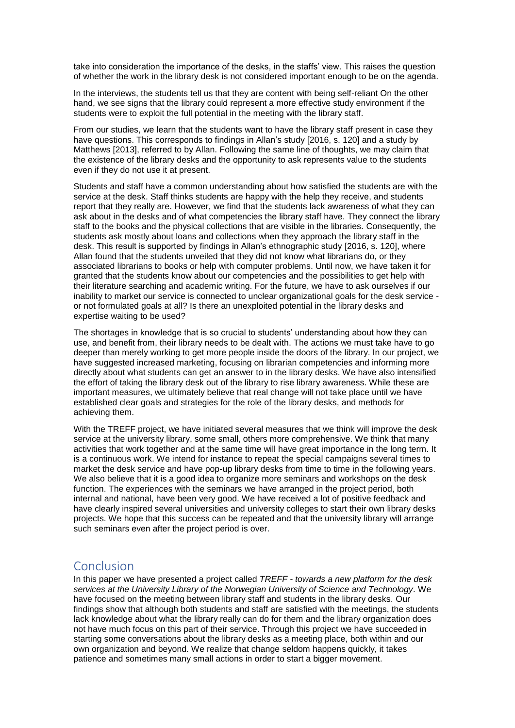take into consideration the importance of the desks, in the staffs' view. This raises the question of whether the work in the library desk is not considered important enough to be on the agenda.

In the interviews, the students tell us that they are content with being self-reliant On the other hand, we see signs that the library could represent a more effective study environment if the students were to exploit the full potential in the meeting with the library staff.

From our studies, we learn that the students want to have the library staff present in case they have questions. This corresponds to findings in Allan's study [2016, s. 120] and a study by Matthews [2013], referred to by Allan. Following the same line of thoughts, we may claim that the existence of the library desks and the opportunity to ask represents value to the students even if they do not use it at present.

Students and staff have a common understanding about how satisfied the students are with the service at the desk. Staff thinks students are happy with the help they receive, and students report that they really are. However, we find that the students lack awareness of what they can ask about in the desks and of what competencies the library staff have. They connect the library staff to the books and the physical collections that are visible in the libraries. Consequently, the students ask mostly about loans and collections when they approach the library staff in the desk. This result is supported by findings in Allan's ethnographic study [2016, s. 120], where Allan found that the students unveiled that they did not know what librarians do, or they associated librarians to books or help with computer problems. Until now, we have taken it for granted that the students know about our competencies and the possibilities to get help with their literature searching and academic writing. For the future, we have to ask ourselves if our inability to market our service is connected to unclear organizational goals for the desk service - or not formulated goals at all? Is there an unexploited potential in the library desks and expertise waiting to be used?

The shortages in knowledge that is so crucial to students' understanding about how they can use, and benefit from, their library needs to be dealt with. The actions we must take have to go deeper than merely working to get more people inside the doors of the library. In our project, we have suggested increased marketing, focusing on librarian competencies and informing more directly about what students can get an answer to in the library desks. We have also intensified the effort of taking the library desk out of the library to rise library awareness. While these are important measures, we ultimately believe that real change will not take place until we have established clear goals and strategies for the role of the library desks, and methods for achieving them.

With the TREFF project, we have initiated several measures that we think will improve the desk service at the university library, some small, others more comprehensive. We think that many activities that work together and at the same time will have great importance in the long term. It is a continuous work. We intend for instance to repeat the special campaigns several times to market the desk service and have pop-up library desks from time to time in the following years. We also believe that it is a good idea to organize more seminars and workshops on the desk function. The experiences with the seminars we have arranged in the project period, both internal and national, have been very good. We have received a lot of positive feedback and have clearly inspired several universities and university colleges to start their own library desks projects. We hope that this success can be repeated and that the university library will arrange such seminars even after the project period is over.

## Conclusion

In this paper we have presented a project called *TREFF - towards a new platform for the desk services at the University Library of the Norwegian University of Science and Technology*. We have focused on the meeting between library staff and students in the library desks. Our findings show that although both students and staff are satisfied with the meetings, the students lack knowledge about what the library really can do for them and the library organization does not have much focus on this part of their service. Through this project we have succeeded in starting some conversations about the library desks as a meeting place, both within and our own organization and beyond. We realize that change seldom happens quickly, it takes patience and sometimes many small actions in order to start a bigger movement.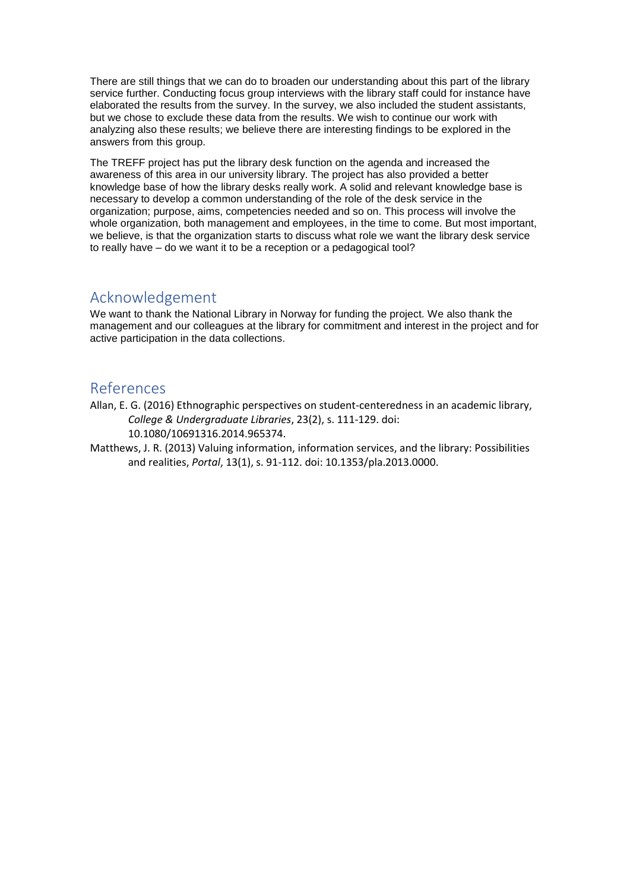There are still things that we can do to broaden our understanding about this part of the library service further. Conducting focus group interviews with the library staff could for instance have elaborated the results from the survey. In the survey, we also included the student assistants, but we chose to exclude these data from the results. We wish to continue our work with analyzing also these results; we believe there are interesting findings to be explored in the answers from this group.

The TREFF project has put the library desk function on the agenda and increased the awareness of this area in our university library. The project has also provided a better knowledge base of how the library desks really work. A solid and relevant knowledge base is necessary to develop a common understanding of the role of the desk service in the organization; purpose, aims, competencies needed and so on. This process will involve the whole organization, both management and employees, in the time to come. But most important, we believe, is that the organization starts to discuss what role we want the library desk service to really have – do we want it to be a reception or a pedagogical tool?

## Acknowledgement

We want to thank the National Library in Norway for funding the project. We also thank the management and our colleagues at the library for commitment and interest in the project and for active participation in the data collections.

## References

Allan, E. G. (2016) Ethnographic perspectives on student-centeredness in an academic library, *College & Undergraduate Libraries*, 23(2), s. 111-129. doi: 10.1080/10691316.2014.965374.

Matthews, J. R. (2013) Valuing information, information services, and the library: Possibilities and realities, *Portal*, 13(1), s. 91-112. doi: 10.1353/pla.2013.0000.